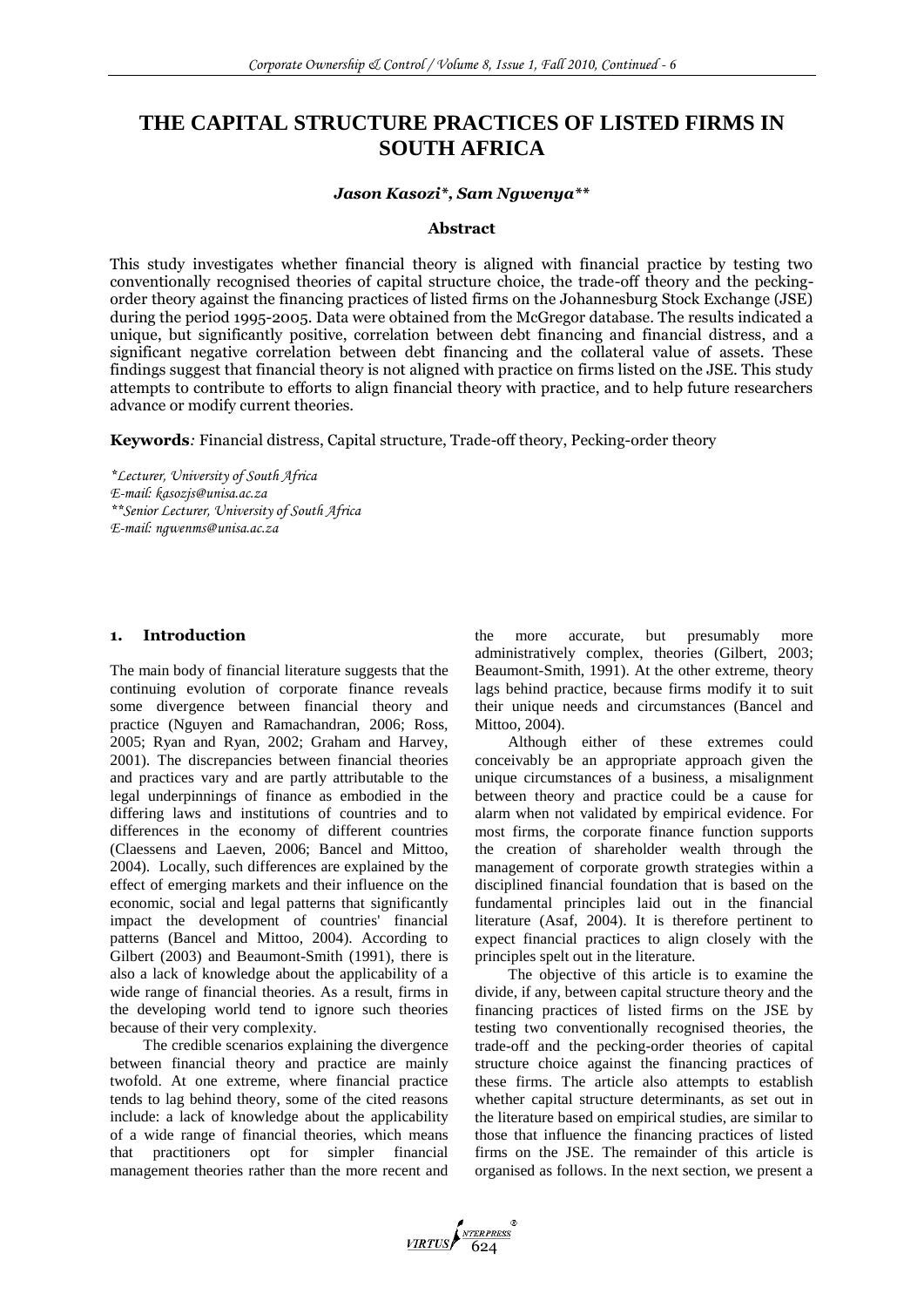# THE CAPITAL STRUCTURE PRACTICES OF LISTED FIRMS IN SOUTH AFRICA

***Jason Kasozi\*, Sam Ngwenya\*\****

### Abstract

This study investigates whether financial theory is aligned with financial practice by testing two conventionally recognised theories of capital structure choice, the trade-off theory and the pecking-order theory against the financing practices of listed firms on the Johannesburg Stock Exchange (JSE) during the period 1995-2005. Data were obtained from the McGregor database. The results indicated a unique, but significantly positive, correlation between debt financing and financial distress, and a significant negative correlation between debt financing and the collateral value of assets. These findings suggest that financial theory is not aligned with practice on firms listed on the JSE. This study attempts to contribute to efforts to align financial theory with practice, and to help future researchers advance or modify current theories.

**Keywords***:* Financial distress, Capital structure, Trade-off theory, Pecking-order theory

*\*Lecturer, University of South Africa*
*E-mail: kasozjs@unisa.ac.za*
*\*\*Senior Lecturer, University of South Africa*
*E-mail: ngwenms@unisa.ac.za*

## 1. Introduction

The main body of financial literature suggests that the continuing evolution of corporate finance reveals some divergence between financial theory and practice (Nguyen and Ramachandran, 2006; Ross, 2005; Ryan and Ryan, 2002; Graham and Harvey, 2001). The discrepancies between financial theories and practices vary and are partly attributable to the legal underpinnings of finance as embodied in the differing laws and institutions of countries and to differences in the economy of different countries (Claessens and Laeven, 2006; Bancel and Mittoo, 2004). Locally, such differences are explained by the effect of emerging markets and their influence on the economic, social and legal patterns that significantly impact the development of countries' financial patterns (Bancel and Mittoo, 2004). According to Gilbert (2003) and Beaumont-Smith (1991), there is also a lack of knowledge about the applicability of a wide range of financial theories. As a result, firms in the developing world tend to ignore such theories because of their very complexity.

The credible scenarios explaining the divergence between financial theory and practice are mainly twofold. At one extreme, where financial practice tends to lag behind theory, some of the cited reasons include: a lack of knowledge about the applicability of a wide range of financial theories, which means that practitioners opt for simpler financial management theories rather than the more recent and the more accurate, but presumably more administratively complex, theories (Gilbert, 2003; Beaumont-Smith, 1991). At the other extreme, theory lags behind practice, because firms modify it to suit their unique needs and circumstances (Bancel and Mittoo, 2004).

Although either of these extremes could conceivably be an appropriate approach given the unique circumstances of a business, a misalignment between theory and practice could be a cause for alarm when not validated by empirical evidence. For most firms, the corporate finance function supports the creation of shareholder wealth through the management of corporate growth strategies within a disciplined financial foundation that is based on the fundamental principles laid out in the financial literature (Asaf, 2004). It is therefore pertinent to expect financial practices to align closely with the principles spelt out in the literature.

The objective of this article is to examine the divide, if any, between capital structure theory and the financing practices of listed firms on the JSE by testing two conventionally recognised theories, the trade-off and the pecking-order theories of capital structure choice against the financing practices of these firms. The article also attempts to establish whether capital structure determinants, as set out in the literature based on empirical studies, are similar to those that influence the financing practices of listed firms on the JSE. The remainder of this article is organised as follows. In the next section, we present a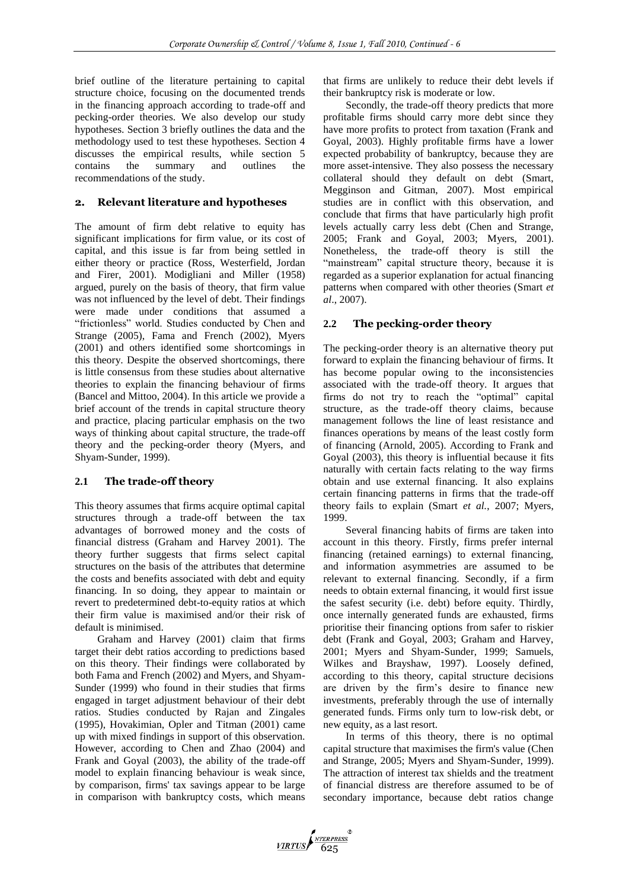brief outline of the literature pertaining to capital structure choice, focusing on the documented trends in the financing approach according to trade-off and pecking-order theories. We also develop our study hypotheses. Section 3 briefly outlines the data and the methodology used to test these hypotheses. Section 4 discusses the empirical results, while section 5 contains the summary and outlines the recommendations of the study.

## 2. Relevant literature and hypotheses

The amount of firm debt relative to equity has significant implications for firm value, or its cost of capital, and this issue is far from being settled in either theory or practice (Ross, Westerfield, Jordan and Firer, 2001). Modigliani and Miller (1958) argued, purely on the basis of theory, that firm value was not influenced by the level of debt. Their findings were made under conditions that assumed a "frictionless" world. Studies conducted by Chen and Strange (2005), Fama and French (2002), Myers (2001) and others identified some shortcomings in this theory. Despite the observed shortcomings, there is little consensus from these studies about alternative theories to explain the financing behaviour of firms (Bancel and Mittoo, 2004). In this article we provide a brief account of the trends in capital structure theory and practice, placing particular emphasis on the two ways of thinking about capital structure, the trade-off theory and the pecking-order theory (Myers, and Shyam-Sunder, 1999).

### 2.1 The trade-off theory

This theory assumes that firms acquire optimal capital structures through a trade-off between the tax advantages of borrowed money and the costs of financial distress (Graham and Harvey 2001). The theory further suggests that firms select capital structures on the basis of the attributes that determine the costs and benefits associated with debt and equity financing. In so doing, they appear to maintain or revert to predetermined debt-to-equity ratios at which their firm value is maximised and/or their risk of default is minimised.

Graham and Harvey (2001) claim that firms target their debt ratios according to predictions based on this theory. Their findings were collaborated by both Fama and French (2002) and Myers, and Shyam-Sunder (1999) who found in their studies that firms engaged in target adjustment behaviour of their debt ratios. Studies conducted by Rajan and Zingales (1995), Hovakimian, Opler and Titman (2001) came up with mixed findings in support of this observation. However, according to Chen and Zhao (2004) and Frank and Goyal (2003), the ability of the trade-off model to explain financing behaviour is weak since, by comparison, firms' tax savings appear to be large in comparison with bankruptcy costs, which means that firms are unlikely to reduce their debt levels if their bankruptcy risk is moderate or low.

Secondly, the trade-off theory predicts that more profitable firms should carry more debt since they have more profits to protect from taxation (Frank and Goyal, 2003). Highly profitable firms have a lower expected probability of bankruptcy, because they are more asset-intensive. They also possess the necessary collateral should they default on debt (Smart, Megginson and Gitman, 2007). Most empirical studies are in conflict with this observation, and conclude that firms that have particularly high profit levels actually carry less debt (Chen and Strange, 2005; Frank and Goyal, 2003; Myers, 2001). Nonetheless, the trade-off theory is still the "mainstream" capital structure theory, because it is regarded as a superior explanation for actual financing patterns when compared with other theories (Smart *et al*., 2007).

### 2.2 The pecking-order theory

The pecking-order theory is an alternative theory put forward to explain the financing behaviour of firms. It has become popular owing to the inconsistencies associated with the trade-off theory. It argues that firms do not try to reach the "optimal" capital structure, as the trade-off theory claims, because management follows the line of least resistance and finances operations by means of the least costly form of financing (Arnold, 2005). According to Frank and Goyal (2003), this theory is influential because it fits naturally with certain facts relating to the way firms obtain and use external financing. It also explains certain financing patterns in firms that the trade-off theory fails to explain (Smart *et al.*, 2007; Myers, 1999.

Several financing habits of firms are taken into account in this theory. Firstly, firms prefer internal financing (retained earnings) to external financing, and information asymmetries are assumed to be relevant to external financing. Secondly, if a firm needs to obtain external financing, it would first issue the safest security (i.e. debt) before equity. Thirdly, once internally generated funds are exhausted, firms prioritise their financing options from safer to riskier debt (Frank and Goyal, 2003; Graham and Harvey, 2001; Myers and Shyam-Sunder, 1999; Samuels, Wilkes and Brayshaw, 1997). Loosely defined, according to this theory, capital structure decisions are driven by the firm's desire to finance new investments, preferably through the use of internally generated funds. Firms only turn to low-risk debt, or new equity, as a last resort.

In terms of this theory, there is no optimal capital structure that maximises the firm's value (Chen and Strange, 2005; Myers and Shyam-Sunder, 1999). The attraction of interest tax shields and the treatment of financial distress are therefore assumed to be of secondary importance, because debt ratios change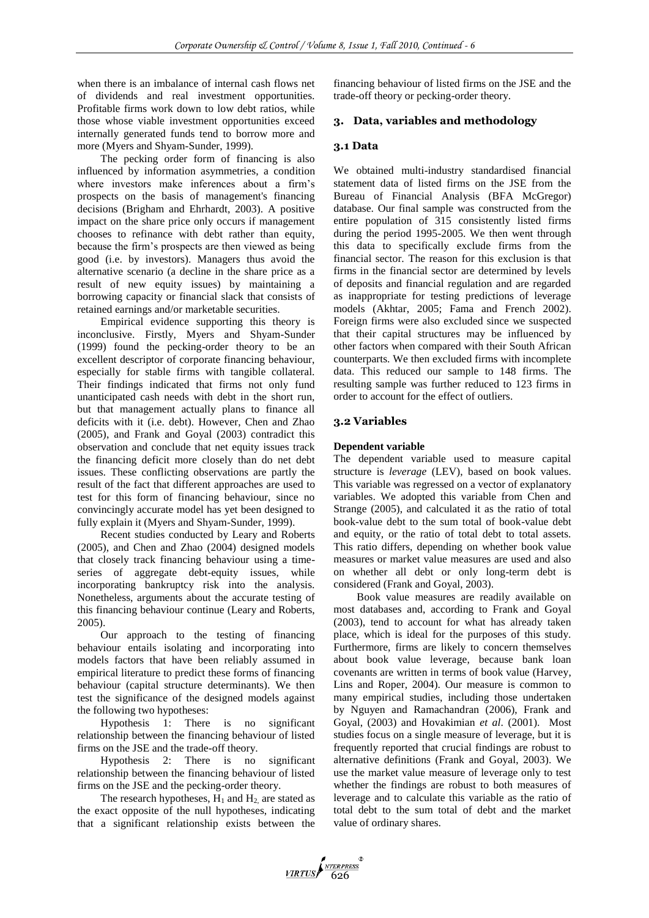when there is an imbalance of internal cash flows net of dividends and real investment opportunities. Profitable firms work down to low debt ratios, while those whose viable investment opportunities exceed internally generated funds tend to borrow more and more (Myers and Shyam-Sunder, 1999).

The pecking order form of financing is also influenced by information asymmetries, a condition where investors make inferences about a firm's prospects on the basis of management's financing decisions (Brigham and Ehrhardt, 2003). A positive impact on the share price only occurs if management chooses to refinance with debt rather than equity, because the firm's prospects are then viewed as being good (i.e. by investors). Managers thus avoid the alternative scenario (a decline in the share price as a result of new equity issues) by maintaining a borrowing capacity or financial slack that consists of retained earnings and/or marketable securities.

Empirical evidence supporting this theory is inconclusive. Firstly, Myers and Shyam-Sunder (1999) found the pecking-order theory to be an excellent descriptor of corporate financing behaviour, especially for stable firms with tangible collateral. Their findings indicated that firms not only fund unanticipated cash needs with debt in the short run, but that management actually plans to finance all deficits with it (i.e. debt). However, Chen and Zhao (2005), and Frank and Goyal (2003) contradict this observation and conclude that net equity issues track the financing deficit more closely than do net debt issues. These conflicting observations are partly the result of the fact that different approaches are used to test for this form of financing behaviour, since no convincingly accurate model has yet been designed to fully explain it (Myers and Shyam-Sunder, 1999).

Recent studies conducted by Leary and Roberts (2005), and Chen and Zhao (2004) designed models that closely track financing behaviour using a time-series of aggregate debt-equity issues, while incorporating bankruptcy risk into the analysis. Nonetheless, arguments about the accurate testing of this financing behaviour continue (Leary and Roberts, 2005).

Our approach to the testing of financing behaviour entails isolating and incorporating into models factors that have been reliably assumed in empirical literature to predict these forms of financing behaviour (capital structure determinants). We then test the significance of the designed models against the following two hypotheses:

Hypothesis 1: There is no significant relationship between the financing behaviour of listed firms on the JSE and the trade-off theory.

Hypothesis 2: There is no significant relationship between the financing behaviour of listed firms on the JSE and the pecking-order theory.

The research hypotheses, $H_1$ and $H_2$, are stated as the exact opposite of the null hypotheses, indicating that a significant relationship exists between the financing behaviour of listed firms on the JSE and the trade-off theory or pecking-order theory.

## 3. Data, variables and methodology

### 3.1 Data

We obtained multi-industry standardised financial statement data of listed firms on the JSE from the Bureau of Financial Analysis (BFA McGregor) database. Our final sample was constructed from the entire population of 315 consistently listed firms during the period 1995-2005. We then went through this data to specifically exclude firms from the financial sector. The reason for this exclusion is that firms in the financial sector are determined by levels of deposits and financial regulation and are regarded as inappropriate for testing predictions of leverage models (Akhtar, 2005; Fama and French 2002). Foreign firms were also excluded since we suspected that their capital structures may be influenced by other factors when compared with their South African counterparts. We then excluded firms with incomplete data. This reduced our sample to 148 firms. The resulting sample was further reduced to 123 firms in order to account for the effect of outliers.

### 3.2 Variables

**Dependent variable**

The dependent variable used to measure capital structure is *leverage* (LEV), based on book values. This variable was regressed on a vector of explanatory variables. We adopted this variable from Chen and Strange (2005), and calculated it as the ratio of total book-value debt to the sum total of book-value debt and equity, or the ratio of total debt to total assets. This ratio differs, depending on whether book value measures or market value measures are used and also on whether all debt or only long-term debt is considered (Frank and Goyal, 2003).

Book value measures are readily available on most databases and, according to Frank and Goyal (2003), tend to account for what has already taken place, which is ideal for the purposes of this study. Furthermore, firms are likely to concern themselves about book value leverage, because bank loan covenants are written in terms of book value (Harvey, Lins and Roper, 2004). Our measure is common to many empirical studies, including those undertaken by Nguyen and Ramachandran (2006), Frank and Goyal, (2003) and Hovakimian *et al*. (2001). Most studies focus on a single measure of leverage, but it is frequently reported that crucial findings are robust to alternative definitions (Frank and Goyal, 2003). We use the market value measure of leverage only to test whether the findings are robust to both measures of leverage and to calculate this variable as the ratio of total debt to the sum total of debt and the market value of ordinary shares.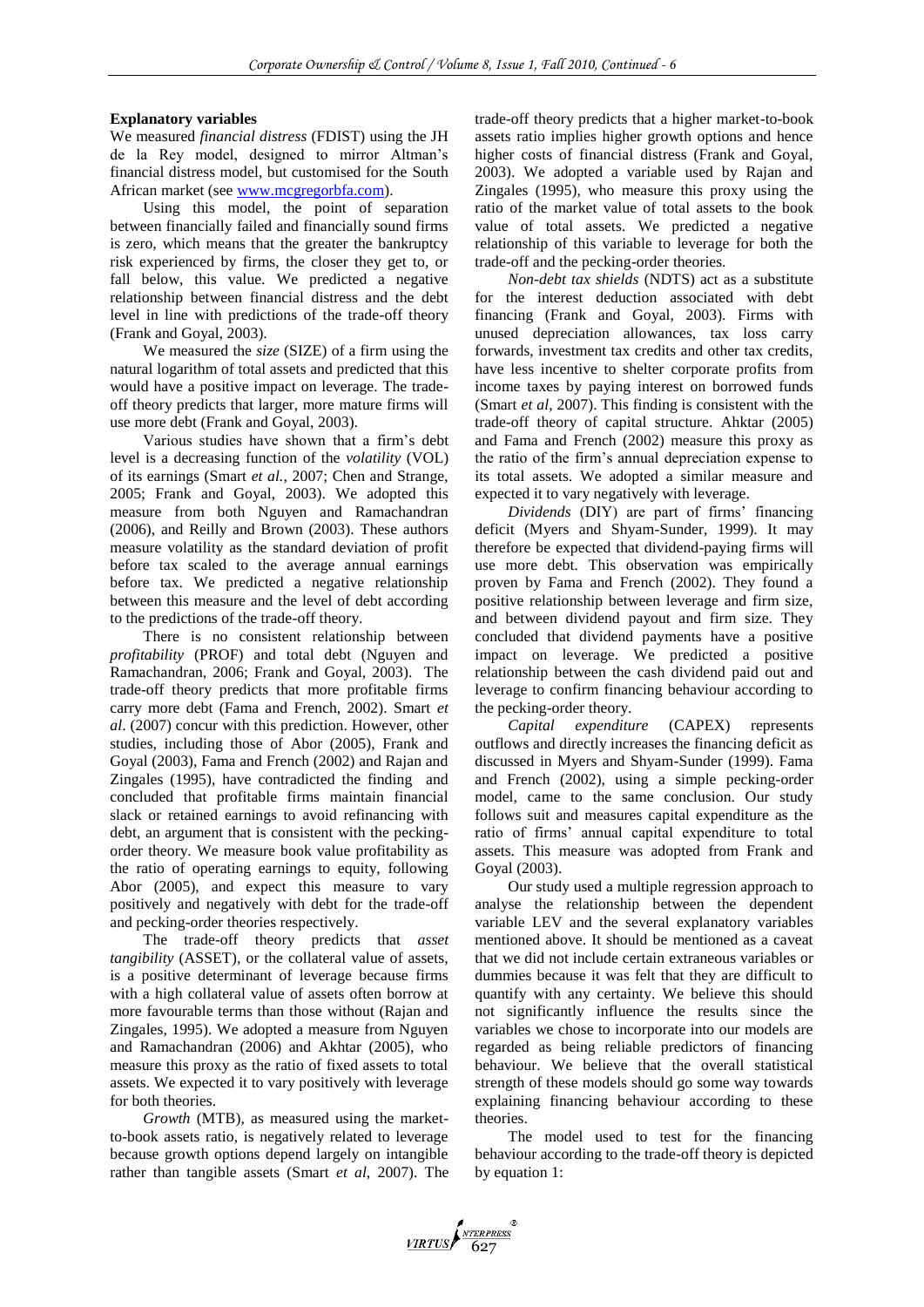**Explanatory variables**

We measured *financial distress* (FDIST) using the JH de la Rey model, designed to mirror Altman's financial distress model, but customised for the South African market (see www.mcgregorbfa.com).

Using this model, the point of separation between financially failed and financially sound firms is zero, which means that the greater the bankruptcy risk experienced by firms, the closer they get to, or fall below, this value. We predicted a negative relationship between financial distress and the debt level in line with predictions of the trade-off theory (Frank and Goyal, 2003).

We measured the *size* (SIZE) of a firm using the natural logarithm of total assets and predicted that this would have a positive impact on leverage. The trade-off theory predicts that larger, more mature firms will use more debt (Frank and Goyal, 2003).

Various studies have shown that a firm's debt level is a decreasing function of the *volatility* (VOL) of its earnings (Smart *et al.*, 2007; Chen and Strange, 2005; Frank and Goyal, 2003). We adopted this measure from both Nguyen and Ramachandran (2006), and Reilly and Brown (2003). These authors measure volatility as the standard deviation of profit before tax scaled to the average annual earnings before tax. We predicted a negative relationship between this measure and the level of debt according to the predictions of the trade-off theory.

There is no consistent relationship between *profitability* (PROF) and total debt (Nguyen and Ramachandran, 2006; Frank and Goyal, 2003). The trade-off theory predicts that more profitable firms carry more debt (Fama and French, 2002). Smart *et al*. (2007) concur with this prediction. However, other studies, including those of Abor (2005), Frank and Goyal (2003), Fama and French (2002) and Rajan and Zingales (1995), have contradicted the finding and concluded that profitable firms maintain financial slack or retained earnings to avoid refinancing with debt, an argument that is consistent with the pecking-order theory. We measure book value profitability as the ratio of operating earnings to equity, following Abor (2005), and expect this measure to vary positively and negatively with debt for the trade-off and pecking-order theories respectively.

The trade-off theory predicts that *asset tangibility* (ASSET), or the collateral value of assets, is a positive determinant of leverage because firms with a high collateral value of assets often borrow at more favourable terms than those without (Rajan and Zingales, 1995). We adopted a measure from Nguyen and Ramachandran (2006) and Akhtar (2005), who measure this proxy as the ratio of fixed assets to total assets. We expected it to vary positively with leverage for both theories.

*Growth* (MTB), as measured using the market-to-book assets ratio, is negatively related to leverage because growth options depend largely on intangible rather than tangible assets (Smart *et al*, 2007). The trade-off theory predicts that a higher market-to-book assets ratio implies higher growth options and hence higher costs of financial distress (Frank and Goyal, 2003). We adopted a variable used by Rajan and Zingales (1995), who measure this proxy using the ratio of the market value of total assets to the book value of total assets. We predicted a negative relationship of this variable to leverage for both the trade-off and the pecking-order theories.

*Non-debt tax shields* (NDTS) act as a substitute for the interest deduction associated with debt financing (Frank and Goyal, 2003). Firms with unused depreciation allowances, tax loss carry forwards, investment tax credits and other tax credits, have less incentive to shelter corporate profits from income taxes by paying interest on borrowed funds (Smart *et al*, 2007). This finding is consistent with the trade-off theory of capital structure. Ahktar (2005) and Fama and French (2002) measure this proxy as the ratio of the firm's annual depreciation expense to its total assets. We adopted a similar measure and expected it to vary negatively with leverage.

*Dividends* (DIY) are part of firms' financing deficit (Myers and Shyam-Sunder, 1999). It may therefore be expected that dividend-paying firms will use more debt. This observation was empirically proven by Fama and French (2002). They found a positive relationship between leverage and firm size, and between dividend payout and firm size. They concluded that dividend payments have a positive impact on leverage. We predicted a positive relationship between the cash dividend paid out and leverage to confirm financing behaviour according to the pecking-order theory.

*Capital expenditure* (CAPEX) represents outflows and directly increases the financing deficit as discussed in Myers and Shyam-Sunder (1999). Fama and French (2002), using a simple pecking-order model, came to the same conclusion. Our study follows suit and measures capital expenditure as the ratio of firms' annual capital expenditure to total assets. This measure was adopted from Frank and Goyal (2003).

Our study used a multiple regression approach to analyse the relationship between the dependent variable LEV and the several explanatory variables mentioned above. It should be mentioned as a caveat that we did not include certain extraneous variables or dummies because it was felt that they are difficult to quantify with any certainty. We believe this should not significantly influence the results since the variables we chose to incorporate into our models are regarded as being reliable predictors of financing behaviour. We believe that the overall statistical strength of these models should go some way towards explaining financing behaviour according to these theories.

The model used to test for the financing behaviour according to the trade-off theory is depicted by equation 1: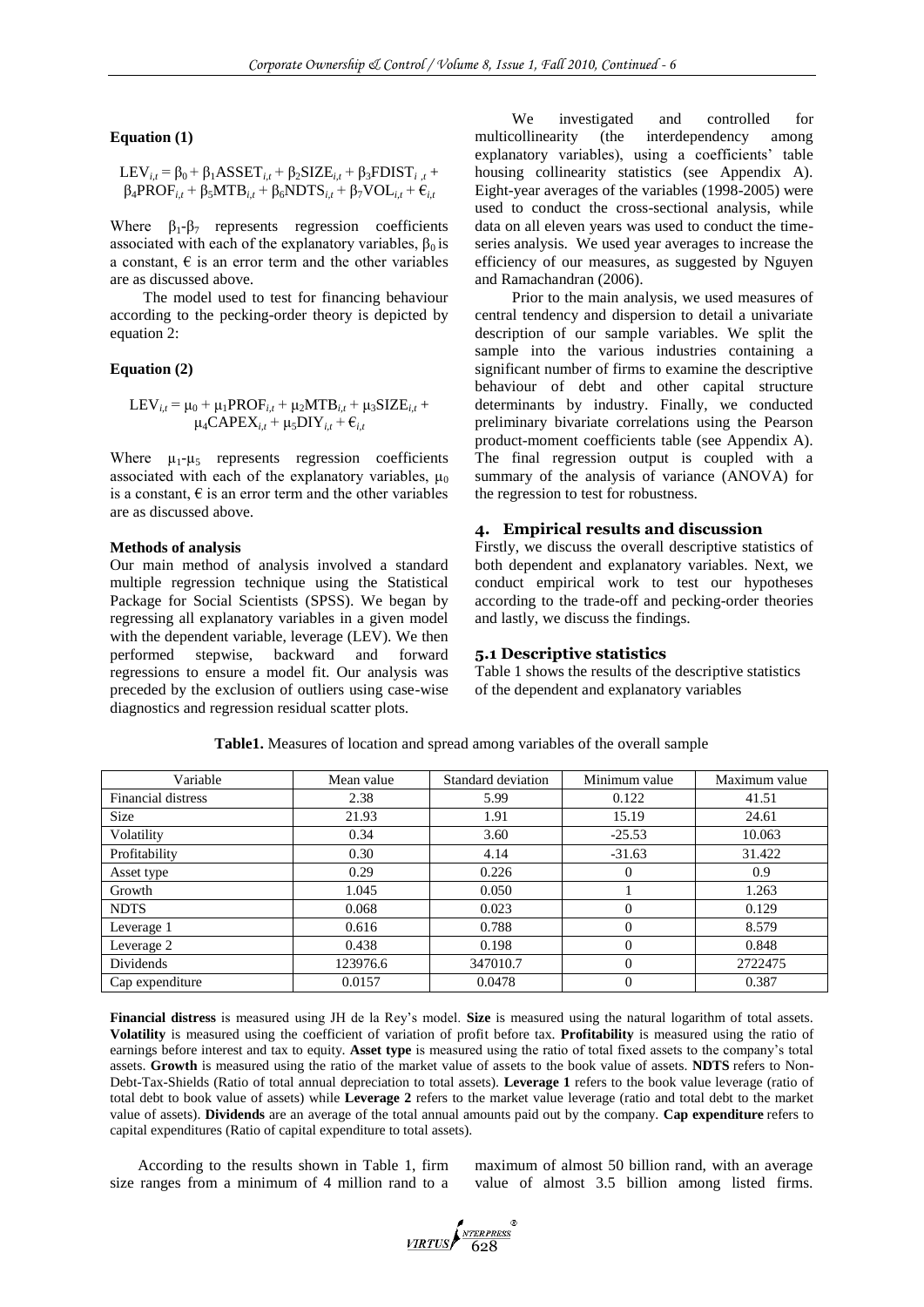**Equation (1)**

$$LEV_{i,t} = \beta_0 + \beta_1 ASSET_{i,t} + \beta_2 SIZE_{i,t} + \beta_3 FDIST_{i,t} + \beta_4 PROF_{i,t} + \beta_5 MTB_{i,t} + \beta_6 NDTS_{i,t} + \beta_7 VOL_{i,t} + \epsilon_{i,t}$$

Where $\beta_1$-$\beta_7$ represents regression coefficients associated with each of the explanatory variables, $\beta_0$ is a constant, $\epsilon$ is an error term and the other variables are as discussed above.

The model used to test for financing behaviour according to the pecking-order theory is depicted by equation 2:

**Equation (2)**

$$LEV_{i,t} = \mu_0 + \mu_1 PROF_{i,t} + \mu_2 MTB_{i,t} + \mu_3 SIZE_{i,t} + \mu_4 CAPEX_{i,t} + \mu_5 DIY_{i,t} + \epsilon_{i,t}$$

Where $\mu_1$-$\mu_5$ represents regression coefficients associated with each of the explanatory variables, $\mu_0$ is a constant, $\epsilon$ is an error term and the other variables are as discussed above.

**Methods of analysis**

Our main method of analysis involved a standard multiple regression technique using the Statistical Package for Social Scientists (SPSS). We began by regressing all explanatory variables in a given model with the dependent variable, leverage (LEV). We then performed stepwise, backward and forward regressions to ensure a model fit. Our analysis was preceded by the exclusion of outliers using case-wise diagnostics and regression residual scatter plots.

We investigated and controlled for multicollinearity (the interdependency among explanatory variables), using a coefficients' table housing collinearity statistics (see Appendix A). Eight-year averages of the variables (1998-2005) were used to conduct the cross-sectional analysis, while data on all eleven years was used to conduct the time-series analysis. We used year averages to increase the efficiency of our measures, as suggested by Nguyen and Ramachandran (2006).

Prior to the main analysis, we used measures of central tendency and dispersion to detail a univariate description of our sample variables. We split the sample into the various industries containing a significant number of firms to examine the descriptive behaviour of debt and other capital structure determinants by industry. Finally, we conducted preliminary bivariate correlations using the Pearson product-moment coefficients table (see Appendix A). The final regression output is coupled with a summary of the analysis of variance (ANOVA) for the regression to test for robustness.

## 4. Empirical results and discussion

Firstly, we discuss the overall descriptive statistics of both dependent and explanatory variables. Next, we conduct empirical work to test our hypotheses according to the trade-off and pecking-order theories and lastly, we discuss the findings.

### 5.1 Descriptive statistics

Table 1 shows the results of the descriptive statistics of the dependent and explanatory variables

**Table1.** Measures of location and spread among variables of the overall sample

| Variable | Mean value | Standard deviation | Minimum value | Maximum value |
|---|---|---|---|---|
| Financial distress | 2.38 | 5.99 | 0.122 | 41.51 |
| Size | 21.93 | 1.91 | 15.19 | 24.61 |
| Volatility | 0.34 | 3.60 | -25.53 | 10.063 |
| Profitability | 0.30 | 4.14 | -31.63 | 31.422 |
| Asset type | 0.29 | 0.226 | 0 | 0.9 |
| Growth | 1.045 | 0.050 | 1 | 1.263 |
| NDTS | 0.068 | 0.023 | 0 | 0.129 |
| Leverage 1 | 0.616 | 0.788 | 0 | 8.579 |
| Leverage 2 | 0.438 | 0.198 | 0 | 0.848 |
| Dividends | 123976.6 | 347010.7 | 0 | 2722475 |
| Cap expenditure | 0.0157 | 0.0478 | 0 | 0.387 |

**Financial distress** is measured using JH de la Rey's model. **Size** is measured using the natural logarithm of total assets. **Volatility** is measured using the coefficient of variation of profit before tax. **Profitability** is measured using the ratio of earnings before interest and tax to equity. **Asset type** is measured using the ratio of total fixed assets to the company's total assets. **Growth** is measured using the ratio of the market value of assets to the book value of assets. **NDTS** refers to Non-Debt-Tax-Shields (Ratio of total annual depreciation to total assets). **Leverage 1** refers to the book value leverage (ratio of total debt to book value of assets) while **Leverage 2** refers to the market value leverage (ratio and total debt to the market value of assets). **Dividends** are an average of the total annual amounts paid out by the company. **Cap expenditure** refers to capital expenditures (Ratio of capital expenditure to total assets).

According to the results shown in Table 1, firm size ranges from a minimum of 4 million rand to a maximum of almost 50 billion rand, with an average value of almost 3.5 billion among listed firms.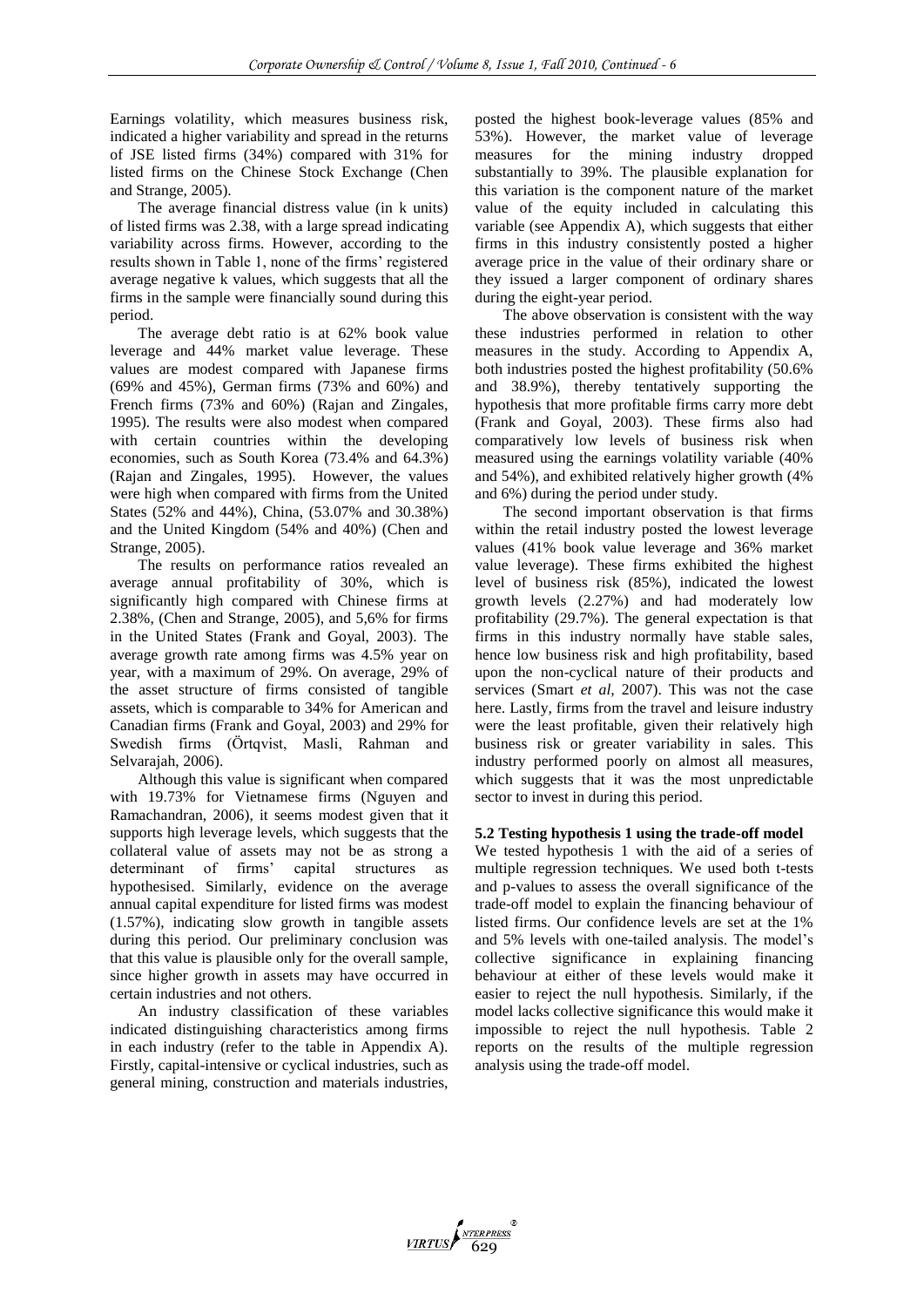Earnings volatility, which measures business risk, indicated a higher variability and spread in the returns of JSE listed firms (34%) compared with 31% for listed firms on the Chinese Stock Exchange (Chen and Strange, 2005).

The average financial distress value (in k units) of listed firms was 2.38, with a large spread indicating variability across firms. However, according to the results shown in Table 1, none of the firms' registered average negative k values, which suggests that all the firms in the sample were financially sound during this period.

The average debt ratio is at 62% book value leverage and 44% market value leverage. These values are modest compared with Japanese firms (69% and 45%), German firms (73% and 60%) and French firms (73% and 60%) (Rajan and Zingales, 1995). The results were also modest when compared with certain countries within the developing economies, such as South Korea (73.4% and 64.3%) (Rajan and Zingales, 1995). However, the values were high when compared with firms from the United States (52% and 44%), China, (53.07% and 30.38%) and the United Kingdom (54% and 40%) (Chen and Strange, 2005).

The results on performance ratios revealed an average annual profitability of 30%, which is significantly high compared with Chinese firms at 2.38%, (Chen and Strange, 2005), and 5,6% for firms in the United States (Frank and Goyal, 2003). The average growth rate among firms was 4.5% year on year, with a maximum of 29%. On average, 29% of the asset structure of firms consisted of tangible assets, which is comparable to 34% for American and Canadian firms (Frank and Goyal, 2003) and 29% for Swedish firms (Örtqvist, Masli, Rahman and Selvarajah, 2006).

Although this value is significant when compared with 19.73% for Vietnamese firms (Nguyen and Ramachandran, 2006), it seems modest given that it supports high leverage levels, which suggests that the collateral value of assets may not be as strong a determinant of firms' capital structures as hypothesised. Similarly, evidence on the average annual capital expenditure for listed firms was modest (1.57%), indicating slow growth in tangible assets during this period. Our preliminary conclusion was that this value is plausible only for the overall sample, since higher growth in assets may have occurred in certain industries and not others.

An industry classification of these variables indicated distinguishing characteristics among firms in each industry (refer to the table in Appendix A). Firstly, capital-intensive or cyclical industries, such as general mining, construction and materials industries, posted the highest book-leverage values (85% and 53%). However, the market value of leverage measures for the mining industry dropped substantially to 39%. The plausible explanation for this variation is the component nature of the market value of the equity included in calculating this variable (see Appendix A), which suggests that either firms in this industry consistently posted a higher average price in the value of their ordinary share or they issued a larger component of ordinary shares during the eight-year period.

The above observation is consistent with the way these industries performed in relation to other measures in the study. According to Appendix A, both industries posted the highest profitability (50.6% and 38.9%), thereby tentatively supporting the hypothesis that more profitable firms carry more debt (Frank and Goyal, 2003). These firms also had comparatively low levels of business risk when measured using the earnings volatility variable (40% and 54%), and exhibited relatively higher growth (4% and 6%) during the period under study.

The second important observation is that firms within the retail industry posted the lowest leverage values (41% book value leverage and 36% market value leverage). These firms exhibited the highest level of business risk (85%), indicated the lowest growth levels (2.27%) and had moderately low profitability (29.7%). The general expectation is that firms in this industry normally have stable sales, hence low business risk and high profitability, based upon the non-cyclical nature of their products and services (Smart *et al*, 2007). This was not the case here. Lastly, firms from the travel and leisure industry were the least profitable, given their relatively high business risk or greater variability in sales. This industry performed poorly on almost all measures, which suggests that it was the most unpredictable sector to invest in during this period.

**5.2 Testing hypothesis 1 using the trade-off model**

We tested hypothesis 1 with the aid of a series of multiple regression techniques. We used both t-tests and p-values to assess the overall significance of the trade-off model to explain the financing behaviour of listed firms. Our confidence levels are set at the 1% and 5% levels with one-tailed analysis. The model's collective significance in explaining financing behaviour at either of these levels would make it easier to reject the null hypothesis. Similarly, if the model lacks collective significance this would make it impossible to reject the null hypothesis. Table 2 reports on the results of the multiple regression analysis using the trade-off model.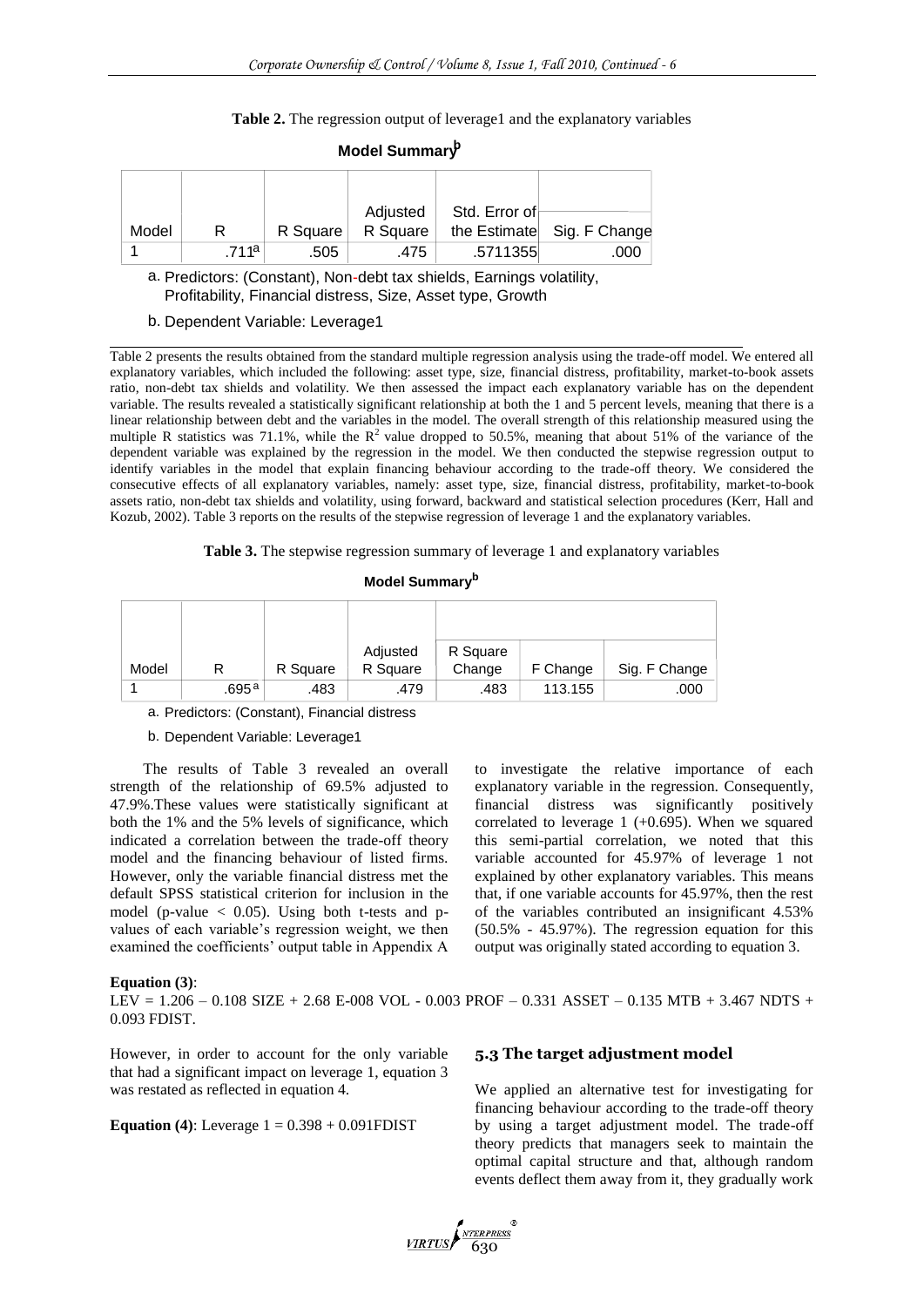**Table 2.** The regression output of leverage1 and the explanatory variables

**Model Summary[b]**

| Model | R | R Square | Adjusted R Square | Std. Error of the Estimate | Sig. F Change |
|---|---|---|---|---|---|
| 1 | .711[a] | .505 | .475 | .5711355 | .000 |

a. Predictors: (Constant), Non-debt tax shields, Earnings volatility, Profitability, Financial distress, Size, Asset type, Growth

b. Dependent Variable: Leverage1

Table 2 presents the results obtained from the standard multiple regression analysis using the trade-off model. We entered all explanatory variables, which included the following: asset type, size, financial distress, profitability, market-to-book assets ratio, non-debt tax shields and volatility. We then assessed the impact each explanatory variable has on the dependent variable. The results revealed a statistically significant relationship at both the 1 and 5 percent levels, meaning that there is a linear relationship between debt and the variables in the model. The overall strength of this relationship measured using the multiple R statistics was 71.1%, while the $R^2$ value dropped to 50.5%, meaning that about 51% of the variance of the dependent variable was explained by the regression in the model. We then conducted the stepwise regression output to identify variables in the model that explain financing behaviour according to the trade-off theory. We considered the consecutive effects of all explanatory variables, namely: asset type, size, financial distress, profitability, market-to-book assets ratio, non-debt tax shields and volatility, using forward, backward and statistical selection procedures (Kerr, Hall and Kozub, 2002). Table 3 reports on the results of the stepwise regression of leverage 1 and the explanatory variables.

**Table 3.** The stepwise regression summary of leverage 1 and explanatory variables

**Model Summary[b]**

| Model | R | R Square | Adjusted R Square | R Square Change | F Change | Sig. F Change |
|---|---|---|---|---|---|---|
| 1 | .695[a] | .483 | .479 | .483 | 113.155 | .000 |

a. Predictors: (Constant), Financial distress

b. Dependent Variable: Leverage1

The results of Table 3 revealed an overall strength of the relationship of 69.5% adjusted to 47.9%.These values were statistically significant at both the 1% and the 5% levels of significance, which indicated a correlation between the trade-off theory model and the financing behaviour of listed firms. However, only the variable financial distress met the default SPSS statistical criterion for inclusion in the model (p-value $< 0.05$). Using both t-tests and p-values of each variable's regression weight, we then examined the coefficients' output table in Appendix A to investigate the relative importance of each explanatory variable in the regression. Consequently, financial distress was significantly positively correlated to leverage 1 (+0.695). When we squared this semi-partial correlation, we noted that this variable accounted for 45.97% of leverage 1 not explained by other explanatory variables. This means that, if one variable accounts for 45.97%, then the rest of the variables contributed an insignificant 4.53% (50.5% - 45.97%). The regression equation for this output was originally stated according to equation 3.

**Equation (3)**:

$$LEV = 1.206 - 0.108\ SIZE + 2.68\ E\text{-}008\ VOL - 0.003\ PROF - 0.331\ ASSET - 0.135\ MTB + 3.467\ NDTS + 0.093\ FDIST.$$

However, in order to account for the only variable that had a significant impact on leverage 1, equation 3 was restated as reflected in equation 4.

**Equation (4)**: $\text{Leverage } 1 = 0.398 + 0.091FDIST$

### 5.3 The target adjustment model

We applied an alternative test for investigating for financing behaviour according to the trade-off theory by using a target adjustment model. The trade-off theory predicts that managers seek to maintain the optimal capital structure and that, although random events deflect them away from it, they gradually work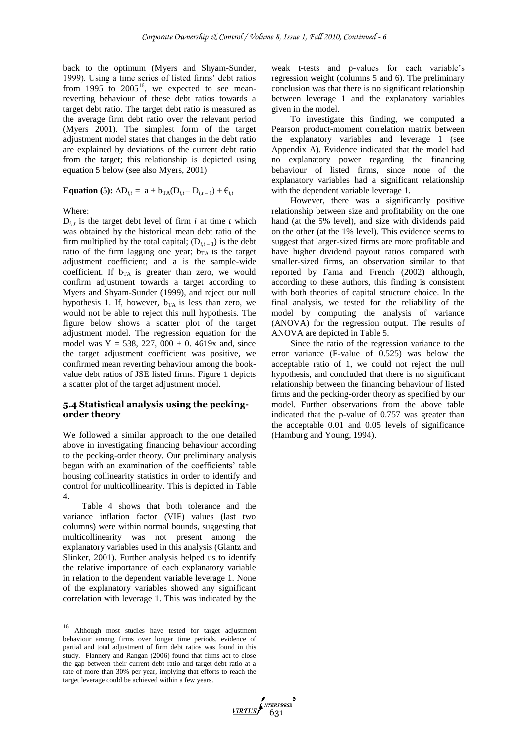back to the optimum (Myers and Shyam-Sunder, 1999). Using a time series of listed firms' debt ratios from 1995 to 2005[16], we expected to see mean-reverting behaviour of these debt ratios towards a target debt ratio. The target debt ratio is measured as the average firm debt ratio over the relevant period (Myers 2001). The simplest form of the target adjustment model states that changes in the debt ratio are explained by deviations of the current debt ratio from the target; this relationship is depicted using equation 5 below (see also Myers, 2001)

**Equation (5):** $\Delta D_{i,t} = a + b_{TA}(D_{i,t} - D_{i,t-1}) + \epsilon_{i,t}$

Where:

$D_{i,t}$ is the target debt level of firm *i* at time *t* which was obtained by the historical mean debt ratio of the firm multiplied by the total capital; $(D_{i,t-1})$ is the debt ratio of the firm lagging one year; $b_{TA}$ is the target adjustment coefficient; and a is the sample-wide coefficient. If $b_{TA}$ is greater than zero, we would confirm adjustment towards a target according to Myers and Shyam-Sunder (1999), and reject our null hypothesis 1. If, however, $b_{TA}$ is less than zero, we would not be able to reject this null hypothesis. The figure below shows a scatter plot of the target adjustment model. The regression equation for the model was Y = 538, 227, 000 + 0. 4619x and, since the target adjustment coefficient was positive, we confirmed mean reverting behaviour among the book-value debt ratios of JSE listed firms. Figure 1 depicts a scatter plot of the target adjustment model.

### 5.4 Statistical analysis using the pecking-order theory

We followed a similar approach to the one detailed above in investigating financing behaviour according to the pecking-order theory. Our preliminary analysis began with an examination of the coefficients' table housing collinearity statistics in order to identify and control for multicollinearity. This is depicted in Table 4.

Table 4 shows that both tolerance and the variance inflation factor (VIF) values (last two columns) were within normal bounds, suggesting that multicollinearity was not present among the explanatory variables used in this analysis (Glantz and Slinker, 2001). Further analysis helped us to identify the relative importance of each explanatory variable in relation to the dependent variable leverage 1. None of the explanatory variables showed any significant correlation with leverage 1. This was indicated by the weak t-tests and p-values for each variable's regression weight (columns 5 and 6). The preliminary conclusion was that there is no significant relationship between leverage 1 and the explanatory variables given in the model.

To investigate this finding, we computed a Pearson product-moment correlation matrix between the explanatory variables and leverage 1 (see Appendix A). Evidence indicated that the model had no explanatory power regarding the financing behaviour of listed firms, since none of the explanatory variables had a significant relationship with the dependent variable leverage 1.

However, there was a significantly positive relationship between size and profitability on the one hand (at the 5% level), and size with dividends paid on the other (at the 1% level). This evidence seems to suggest that larger-sized firms are more profitable and have higher dividend payout ratios compared with smaller-sized firms, an observation similar to that reported by Fama and French (2002) although, according to these authors, this finding is consistent with both theories of capital structure choice. In the final analysis, we tested for the reliability of the model by computing the analysis of variance (ANOVA) for the regression output. The results of ANOVA are depicted in Table 5.

Since the ratio of the regression variance to the error variance (F-value of 0.525) was below the acceptable ratio of 1, we could not reject the null hypothesis, and concluded that there is no significant relationship between the financing behaviour of listed firms and the pecking-order theory as specified by our model. Further observations from the above table indicated that the p-value of 0.757 was greater than the acceptable 0.01 and 0.05 levels of significance (Hamburg and Young, 1994).

---

[16] Although most studies have tested for target adjustment behaviour among firms over longer time periods, evidence of partial and total adjustment of firm debt ratios was found in this study. Flannery and Rangan (2006) found that firms act to close the gap between their current debt ratio and target debt ratio at a rate of more than 30% per year, implying that efforts to reach the target leverage could be achieved within a few years.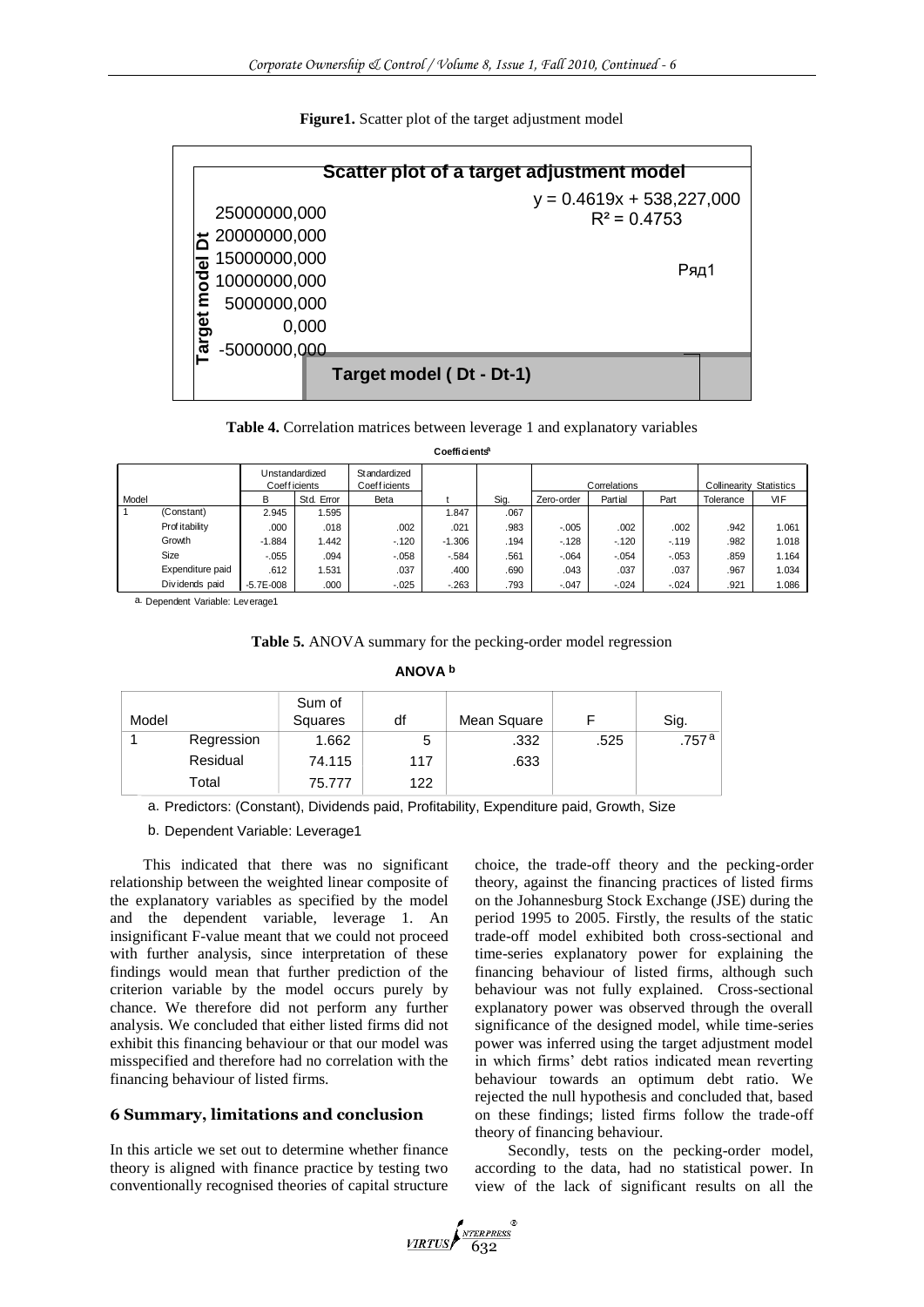**Figure1.** Scatter plot of the target adjustment model

Scatter plot of a target adjustment model

$y = 0.4619x + 538,227,000$
$R^2 = 0.4753$

Target model Dt

25000000,000
20000000,000
15000000,000
10000000,000
5000000,000
0,000
-5000000,000

Ряд1

Target model ( Dt - Dt-1)

**Table 4.** Correlation matrices between leverage 1 and explanatory variables

**Coefficients[a]**

| Model | | Unstandardized Coefficients | | Standardized Coefficients | | | Correlations | | | Collinearity Statistics | |
|---|---|---|---|---|---|---|---|---|---|---|---|
| | | B | Std. Error | Beta | t | Sig. | Zero-order | Partial | Part | Tolerance | VIF |
| 1 | (Constant) | 2.945 | 1.595 | | 1.847 | .067 | | | | | |
| | Profitability | .000 | .018 | .002 | .021 | .983 | -.005 | .002 | .002 | .942 | 1.061 |
| | Growth | -1.884 | 1.442 | -.120 | -1.306 | .194 | -.128 | -.120 | -.119 | .982 | 1.018 |
| | Size | -.055 | .094 | -.058 | -.584 | .561 | -.064 | -.054 | -.053 | .859 | 1.164 |
| | Expenditure paid | .612 | 1.531 | .037 | .400 | .690 | .043 | .037 | .037 | .967 | 1.034 |
| | Dividends paid | -5.7E-008 | .000 | -.025 | -.263 | .793 | -.047 | -.024 | -.024 | .921 | 1.086 |

a. Dependent Variable: Leverage1

**Table 5.** ANOVA summary for the pecking-order model regression

**ANOVA[b]**

| Model | | Sum of Squares | df | Mean Square | F | Sig. |
|---|---|---|---|---|---|---|
| 1 | Regression | 1.662 | 5 | .332 | .525 | .757[a] |
| | Residual | 74.115 | 117 | .633 | | |
| | Total | 75.777 | 122 | | | |

a. Predictors: (Constant), Dividends paid, Profitability, Expenditure paid, Growth, Size

b. Dependent Variable: Leverage1

This indicated that there was no significant relationship between the weighted linear composite of the explanatory variables as specified by the model and the dependent variable, leverage 1. An insignificant F-value meant that we could not proceed with further analysis, since interpretation of these findings would mean that further prediction of the criterion variable by the model occurs purely by chance. We therefore did not perform any further analysis. We concluded that either listed firms did not exhibit this financing behaviour or that our model was misspecified and therefore had no correlation with the financing behaviour of listed firms.

## 6 Summary, limitations and conclusion

In this article we set out to determine whether finance theory is aligned with finance practice by testing two conventionally recognised theories of capital structure choice, the trade-off theory and the pecking-order theory, against the financing practices of listed firms on the Johannesburg Stock Exchange (JSE) during the period 1995 to 2005. Firstly, the results of the static trade-off model exhibited both cross-sectional and time-series explanatory power for explaining the financing behaviour of listed firms, although such behaviour was not fully explained. Cross-sectional explanatory power was observed through the overall significance of the designed model, while time-series power was inferred using the target adjustment model in which firms' debt ratios indicated mean reverting behaviour towards an optimum debt ratio. We rejected the null hypothesis and concluded that, based on these findings; listed firms follow the trade-off theory of financing behaviour.

Secondly, tests on the pecking-order model, according to the data, had no statistical power. In view of the lack of significant results on all the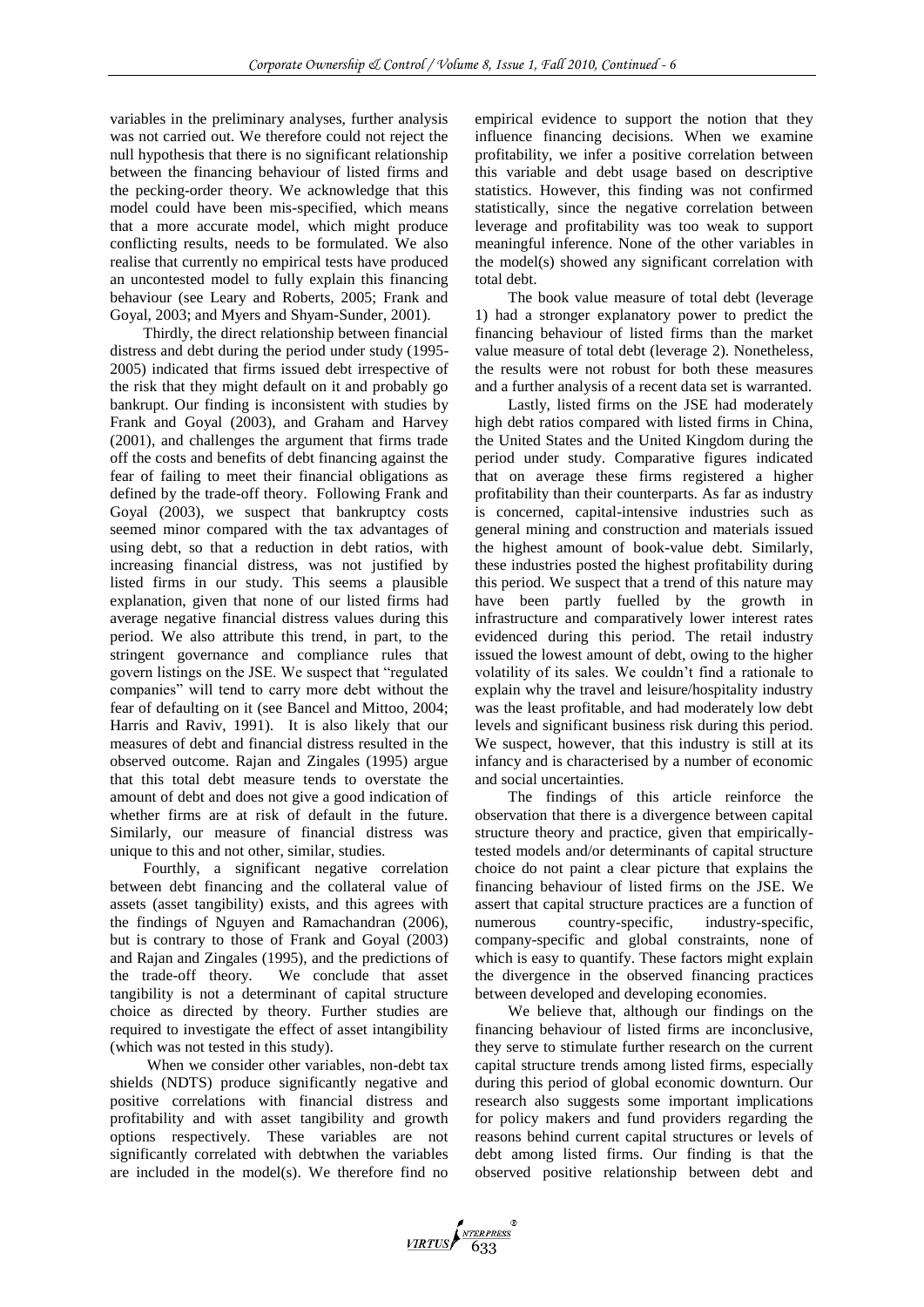variables in the preliminary analyses, further analysis was not carried out. We therefore could not reject the null hypothesis that there is no significant relationship between the financing behaviour of listed firms and the pecking-order theory. We acknowledge that this model could have been mis-specified, which means that a more accurate model, which might produce conflicting results, needs to be formulated. We also realise that currently no empirical tests have produced an uncontested model to fully explain this financing behaviour (see Leary and Roberts, 2005; Frank and Goyal, 2003; and Myers and Shyam-Sunder, 2001).

Thirdly, the direct relationship between financial distress and debt during the period under study (1995-2005) indicated that firms issued debt irrespective of the risk that they might default on it and probably go bankrupt. Our finding is inconsistent with studies by Frank and Goyal (2003), and Graham and Harvey (2001), and challenges the argument that firms trade off the costs and benefits of debt financing against the fear of failing to meet their financial obligations as defined by the trade-off theory. Following Frank and Goyal (2003), we suspect that bankruptcy costs seemed minor compared with the tax advantages of using debt, so that a reduction in debt ratios, with increasing financial distress, was not justified by listed firms in our study. This seems a plausible explanation, given that none of our listed firms had average negative financial distress values during this period. We also attribute this trend, in part, to the stringent governance and compliance rules that govern listings on the JSE. We suspect that "regulated companies" will tend to carry more debt without the fear of defaulting on it (see Bancel and Mittoo, 2004; Harris and Raviv, 1991). It is also likely that our measures of debt and financial distress resulted in the observed outcome. Rajan and Zingales (1995) argue that this total debt measure tends to overstate the amount of debt and does not give a good indication of whether firms are at risk of default in the future. Similarly, our measure of financial distress was unique to this and not other, similar, studies.

Fourthly, a significant negative correlation between debt financing and the collateral value of assets (asset tangibility) exists, and this agrees with the findings of Nguyen and Ramachandran (2006), but is contrary to those of Frank and Goyal (2003) and Rajan and Zingales (1995), and the predictions of the trade-off theory. We conclude that asset tangibility is not a determinant of capital structure choice as directed by theory. Further studies are required to investigate the effect of asset intangibility (which was not tested in this study).

When we consider other variables, non-debt tax shields (NDTS) produce significantly negative and positive correlations with financial distress and profitability and with asset tangibility and growth options respectively. These variables are not significantly correlated with debtwhen the variables are included in the model(s). We therefore find no empirical evidence to support the notion that they influence financing decisions. When we examine profitability, we infer a positive correlation between this variable and debt usage based on descriptive statistics. However, this finding was not confirmed statistically, since the negative correlation between leverage and profitability was too weak to support meaningful inference. None of the other variables in the model(s) showed any significant correlation with total debt.

The book value measure of total debt (leverage 1) had a stronger explanatory power to predict the financing behaviour of listed firms than the market value measure of total debt (leverage 2). Nonetheless, the results were not robust for both these measures and a further analysis of a recent data set is warranted.

Lastly, listed firms on the JSE had moderately high debt ratios compared with listed firms in China, the United States and the United Kingdom during the period under study. Comparative figures indicated that on average these firms registered a higher profitability than their counterparts. As far as industry is concerned, capital-intensive industries such as general mining and construction and materials issued the highest amount of book-value debt. Similarly, these industries posted the highest profitability during this period. We suspect that a trend of this nature may have been partly fuelled by the growth in infrastructure and comparatively lower interest rates evidenced during this period. The retail industry issued the lowest amount of debt, owing to the higher volatility of its sales. We couldn't find a rationale to explain why the travel and leisure/hospitality industry was the least profitable, and had moderately low debt levels and significant business risk during this period. We suspect, however, that this industry is still at its infancy and is characterised by a number of economic and social uncertainties.

The findings of this article reinforce the observation that there is a divergence between capital structure theory and practice, given that empirically-tested models and/or determinants of capital structure choice do not paint a clear picture that explains the financing behaviour of listed firms on the JSE. We assert that capital structure practices are a function of numerous country-specific, industry-specific, company-specific and global constraints, none of which is easy to quantify. These factors might explain the divergence in the observed financing practices between developed and developing economies.

We believe that, although our findings on the financing behaviour of listed firms are inconclusive, they serve to stimulate further research on the current capital structure trends among listed firms, especially during this period of global economic downturn. Our research also suggests some important implications for policy makers and fund providers regarding the reasons behind current capital structures or levels of debt among listed firms. Our finding is that the observed positive relationship between debt and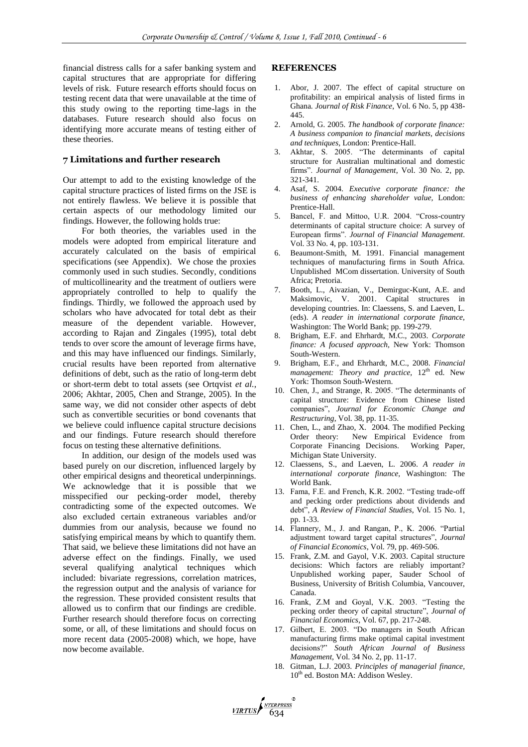financial distress calls for a safer banking system and capital structures that are appropriate for differing levels of risk. Future research efforts should focus on testing recent data that were unavailable at the time of this study owing to the reporting time-lags in the databases. Future research should also focus on identifying more accurate means of testing either of these theories.

## 7 Limitations and further research

Our attempt to add to the existing knowledge of the capital structure practices of listed firms on the JSE is not entirely flawless. We believe it is possible that certain aspects of our methodology limited our findings. However, the following holds true:

For both theories, the variables used in the models were adopted from empirical literature and accurately calculated on the basis of empirical specifications (see Appendix). We chose the proxies commonly used in such studies. Secondly, conditions of multicollinearity and the treatment of outliers were appropriately controlled to help to qualify the findings. Thirdly, we followed the approach used by scholars who have advocated for total debt as their measure of the dependent variable. However, according to Rajan and Zingales (1995), total debt tends to over score the amount of leverage firms have, and this may have influenced our findings. Similarly, crucial results have been reported from alternative definitions of debt, such as the ratio of long-term debt or short-term debt to total assets (see Ortqvist *et al.*, 2006; Akhtar, 2005, Chen and Strange, 2005). In the same way, we did not consider other aspects of debt such as convertible securities or bond covenants that we believe could influence capital structure decisions and our findings. Future research should therefore focus on testing these alternative definitions.

In addition, our design of the models used was based purely on our discretion, influenced largely by other empirical designs and theoretical underpinnings. We acknowledge that it is possible that we misspecified our pecking-order model, thereby contradicting some of the expected outcomes. We also excluded certain extraneous variables and/or dummies from our analysis, because we found no satisfying empirical means by which to quantify them. That said, we believe these limitations did not have an adverse effect on the findings. Finally, we used several qualifying analytical techniques which included: bivariate regressions, correlation matrices, the regression output and the analysis of variance for the regression. These provided consistent results that allowed us to confirm that our findings are credible. Further research should therefore focus on correcting some, or all, of these limitations and should focus on more recent data (2005-2008) which, we hope, have now become available.

## REFERENCES

1. Abor, J. 2007. The effect of capital structure on profitability: an empirical analysis of listed firms in Ghana. *Journal of Risk Finance*, Vol. 6 No. 5, pp 438-445.
2. Arnold, G. 2005. *The handbook of corporate finance: A business companion to financial markets, decisions and techniques*, London: Prentice-Hall.
3. Akhtar, S. 2005. "The determinants of capital structure for Australian multinational and domestic firms". *Journal of Management*, Vol. 30 No. 2, pp. 321-341.
4. Asaf, S. 2004. *Executive corporate finance: the business of enhancing shareholder value*, London: Prentice-Hall.
5. Bancel, F. and Mittoo, U.R. 2004. "Cross-country determinants of capital structure choice: A survey of European firms". *Journal of Financial Management*. Vol. 33 No. 4, pp. 103-131.
6. Beaumont-Smith, M. 1991. Financial management techniques of manufacturing firms in South Africa. Unpublished MCom dissertation. University of South Africa; Pretoria.
7. Booth, L., Aivazian, V., Demirguc-Kunt, A.E. and Maksimovic, V. 2001. Capital structures in developing countries. In: Claessens, S. and Laeven, L. (eds). *A reader in international corporate finance*, Washington: The World Bank; pp. 199-279.
8. Brigham, E.F. and Ehrhardt, M.C., 2003. *Corporate finance: A focused approach*, New York: Thomson South-Western.
9. Brigham, E.F., and Ehrhardt, M.C., 2008. *Financial management: Theory and practice*, 12th ed. New York: Thomson South-Western.
10. Chen, J., and Strange, R. 2005. "The determinants of capital structure: Evidence from Chinese listed companies", *Journal for Economic Change and Restructuring*, Vol. 38, pp. 11-35.
11. Chen, L., and Zhao, X. 2004. The modified Pecking Order theory: New Empirical Evidence from Corporate Financing Decisions. Working Paper, Michigan State University.
12. Claessens, S., and Laeven, L. 2006. *A reader in international corporate finance*, Washington: The World Bank.
13. Fama, F.E. and French, K.R. 2002. "Testing trade-off and pecking order predictions about dividends and debt", *A Review of Financial Studies*, Vol. 15 No. 1, pp. 1-33.
14. Flannery, M., J. and Rangan, P., K. 2006. "Partial adjustment toward target capital structures", *Journal of Financial Economics*, Vol. 79, pp. 469-506.
15. Frank, Z.M. and Gayol, V.K. 2003. Capital structure decisions: Which factors are reliably important? Unpublished working paper, Sauder School of Business, University of British Columbia, Vancouver, Canada.
16. Frank, Z.M and Goyal, V.K. 2003. "Testing the pecking order theory of capital structure", *Journal of Financial Economics*, Vol. 67, pp. 217-248.
17. Gilbert, E. 2003. "Do managers in South African manufacturing firms make optimal capital investment decisions?" *South African Journal of Business Management*, Vol. 34 No. 2, pp. 11-17.
18. Gitman, L.J. 2003. *Principles of managerial finance*, 10th ed. Boston MA: Addison Wesley.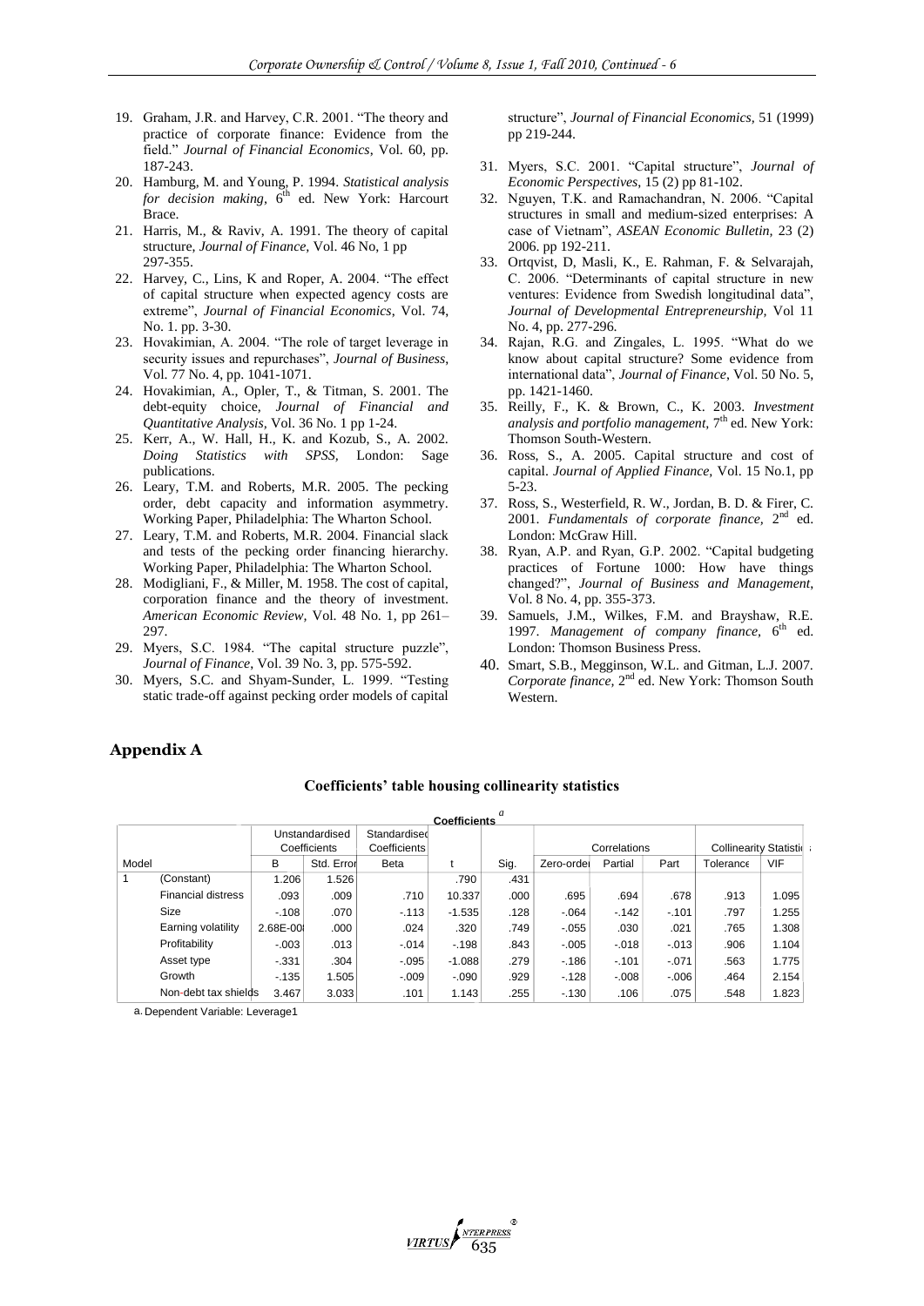19. Graham, J.R. and Harvey, C.R. 2001. "The theory and practice of corporate finance: Evidence from the field." *Journal of Financial Economics*, Vol. 60, pp. 187-243.
20. Hamburg, M. and Young, P. 1994. *Statistical analysis for decision making*, 6th ed. New York: Harcourt Brace.
21. Harris, M., & Raviv, A. 1991. The theory of capital structure, *Journal of Finance*, Vol. 46 No, 1 pp 297-355.
22. Harvey, C., Lins, K and Roper, A. 2004. "The effect of capital structure when expected agency costs are extreme", *Journal of Financial Economics*, Vol. 74, No. 1. pp. 3-30.
23. Hovakimian, A. 2004. "The role of target leverage in security issues and repurchases", *Journal of Business*, Vol. 77 No. 4, pp. 1041-1071.
24. Hovakimian, A., Opler, T., & Titman, S. 2001. The debt-equity choice, *Journal of Financial and Quantitative Analysis*, Vol. 36 No. 1 pp 1-24.
25. Kerr, A., W. Hall, H., K. and Kozub, S., A. 2002. *Doing Statistics with SPSS*, London: Sage publications.
26. Leary, T.M. and Roberts, M.R. 2005. The pecking order, debt capacity and information asymmetry. Working Paper, Philadelphia: The Wharton School.
27. Leary, T.M. and Roberts, M.R. 2004. Financial slack and tests of the pecking order financing hierarchy. Working Paper, Philadelphia: The Wharton School.
28. Modigliani, F., & Miller, M. 1958. The cost of capital, corporation finance and the theory of investment. *American Economic Review*, Vol. 48 No. 1, pp 261–297.
29. Myers, S.C. 1984. "The capital structure puzzle", *Journal of Finance*, Vol. 39 No. 3, pp. 575-592.
30. Myers, S.C. and Shyam-Sunder, L. 1999. "Testing static trade-off against pecking order models of capital structure", *Journal of Financial Economics*, 51 (1999) pp 219-244.
31. Myers, S.C. 2001. "Capital structure", *Journal of Economic Perspectives*, 15 (2) pp 81-102.
32. Nguyen, T.K. and Ramachandran, N. 2006. "Capital structures in small and medium-sized enterprises: A case of Vietnam", *ASEAN Economic Bulletin*, 23 (2) 2006. pp 192-211.
33. Ortqvist, D, Masli, K., E. Rahman, F. & Selvarajah, C. 2006. "Determinants of capital structure in new ventures: Evidence from Swedish longitudinal data", *Journal of Developmental Entrepreneurship*, Vol 11 No. 4, pp. 277-296.
34. Rajan, R.G. and Zingales, L. 1995. "What do we know about capital structure? Some evidence from international data", *Journal of Finance*, Vol. 50 No. 5, pp. 1421-1460.
35. Reilly, F., K. & Brown, C., K. 2003. *Investment analysis and portfolio management*, 7th ed. New York: Thomson South-Western.
36. Ross, S., A. 2005. Capital structure and cost of capital. *Journal of Applied Finance*, Vol. 15 No.1, pp 5-23.
37. Ross, S., Westerfield, R. W., Jordan, B. D. & Firer, C. 2001. *Fundamentals of corporate finance*, 2nd ed. London: McGraw Hill.
38. Ryan, A.P. and Ryan, G.P. 2002. "Capital budgeting practices of Fortune 1000: How have things changed?", *Journal of Business and Management*, Vol. 8 No. 4, pp. 355-373.
39. Samuels, J.M., Wilkes, F.M. and Brayshaw, R.E. 1997. *Management of company finance*, 6th ed. London: Thomson Business Press.
40. Smart, S.B., Megginson, W.L. and Gitman, L.J. 2007. *Corporate finance*, 2nd ed. New York: Thomson South Western.

## Appendix A

**Coefficients' table housing collinearity statistics**

**Coefficients** [a]

| Model | | Unstandardised Coefficients | | Standardised Coefficients | t | Sig. | Correlations | | | Collinearity Statistics | |
|---|---|---|---|---|---|---|---|---|---|---|---|
| | | B | Std. Error | Beta | | | Zero-order | Partial | Part | Tolerance | VIF |
| 1 | (Constant) | 1.206 | 1.526 | | .790 | .431 | | | | | |
| | Financial distress | .093 | .009 | .710 | 10.337 | .000 | .695 | .694 | .678 | .913 | 1.095 |
| | Size | -.108 | .070 | -.113 | -1.535 | .128 | -.064 | -.142 | -.101 | .797 | 1.255 |
| | Earning volatility | 2.68E-008 | .000 | .024 | .320 | .749 | -.055 | .030 | .021 | .765 | 1.308 |
| | Profitability | -.003 | .013 | -.014 | -.198 | .843 | -.005 | -.018 | -.013 | .906 | 1.104 |
| | Asset type | -.331 | .304 | -.095 | -1.088 | .279 | -.186 | -.101 | -.071 | .563 | 1.775 |
| | Growth | -.135 | 1.505 | -.009 | -.090 | .929 | -.128 | -.008 | -.006 | .464 | 2.154 |
| | Non-debt tax shields | 3.467 | 3.033 | .101 | 1.143 | .255 | -.130 | .106 | .075 | .548 | 1.823 |

a. Dependent Variable: Leverage1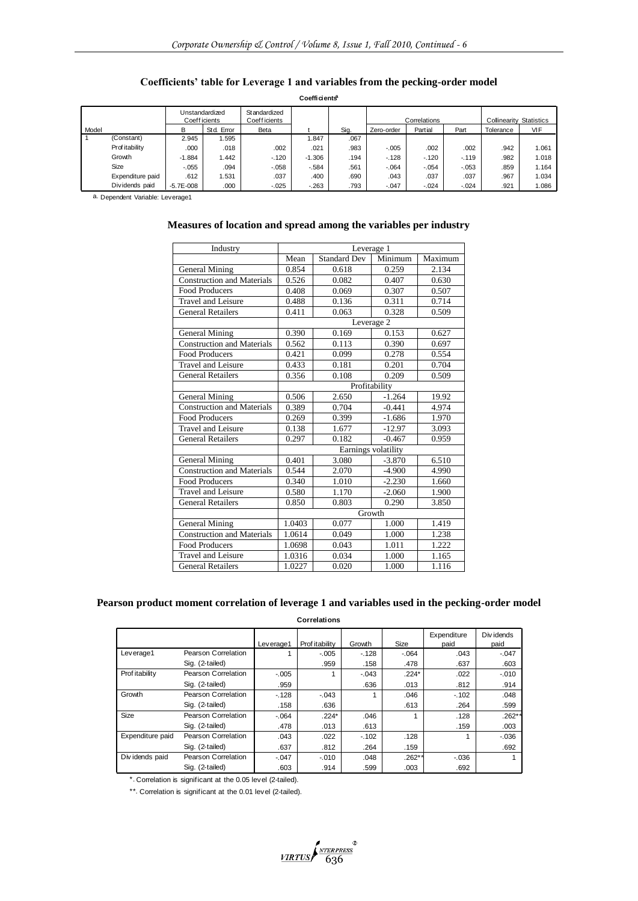**Coefficients' table for Leverage 1 and variables from the pecking-order model**

**Coefficients[a]**

| Model | | Unstandardized Coefficients | | Standardized Coefficients | t | Sig. | Correlations | | | Collinearity Statistics | |
|---|---|---|---|---|---|---|---|---|---|---|---|
| | | B | Std. Error | Beta | | | Zero-order | Partial | Part | Tolerance | VIF |
| 1 | (Constant) | 2.945 | 1.595 | | 1.847 | .067 | | | | | |
| | Profitability | .000 | .018 | .002 | .021 | .983 | -.005 | .002 | .002 | .942 | 1.061 |
| | Growth | -1.884 | 1.442 | -.120 | -1.306 | .194 | -.128 | -.120 | -.119 | .982 | 1.018 |
| | Size | -.055 | .094 | -.058 | -.584 | .561 | -.064 | -.054 | -.053 | .859 | 1.164 |
| | Expenditure paid | .612 | 1.531 | .037 | .400 | .690 | .043 | .037 | .037 | .967 | 1.034 |
| | Dividends paid | -5.7E-008 | .000 | -.025 | -.263 | .793 | -.047 | -.024 | -.024 | .921 | 1.086 |

a. Dependent Variable: Leverage1

**Measures of location and spread among the variables per industry**

| Industry | Leverage 1 | | | |
|---|---|---|---|---|
| | Mean | Standard Dev | Minimum | Maximum |
| General Mining | 0.854 | 0.618 | 0.259 | 2.134 |
| Construction and Materials | 0.526 | 0.082 | 0.407 | 0.630 |
| Food Producers | 0.408 | 0.069 | 0.307 | 0.507 |
| Travel and Leisure | 0.488 | 0.136 | 0.311 | 0.714 |
| General Retailers | 0.411 | 0.063 | 0.328 | 0.509 |
| | Leverage 2 | | | |
| General Mining | 0.390 | 0.169 | 0.153 | 0.627 |
| Construction and Materials | 0.562 | 0.113 | 0.390 | 0.697 |
| Food Producers | 0.421 | 0.099 | 0.278 | 0.554 |
| Travel and Leisure | 0.433 | 0.181 | 0.201 | 0.704 |
| General Retailers | 0.356 | 0.108 | 0.209 | 0.509 |
| | Profitability | | | |
| General Mining | 0.506 | 2.650 | -1.264 | 19.92 |
| Construction and Materials | 0.389 | 0.704 | -0.441 | 4.974 |
| Food Producers | 0.269 | 0.399 | -1.686 | 1.970 |
| Travel and Leisure | 0.138 | 1.677 | -12.97 | 3.093 |
| General Retailers | 0.297 | 0.182 | -0.467 | 0.959 |
| | Earnings volatility | | | |
| General Mining | 0.401 | 3.080 | -3.870 | 6.510 |
| Construction and Materials | 0.544 | 2.070 | -4.900 | 4.990 |
| Food Producers | 0.340 | 1.010 | -2.230 | 1.660 |
| Travel and Leisure | 0.580 | 1.170 | -2.060 | 1.900 |
| General Retailers | 0.850 | 0.803 | 0.290 | 3.850 |
| | Growth | | | |
| General Mining | 1.0403 | 0.077 | 1.000 | 1.419 |
| Construction and Materials | 1.0614 | 0.049 | 1.000 | 1.238 |
| Food Producers | 1.0698 | 0.043 | 1.011 | 1.222 |
| Travel and Leisure | 1.0316 | 0.034 | 1.000 | 1.165 |
| General Retailers | 1.0227 | 0.020 | 1.000 | 1.116 |

**Pearson product moment correlation of leverage 1 and variables used in the pecking-order model**

**Correlations**

| | | Leverage1 | Profitability | Growth | Size | Expenditure paid | Dividends paid |
|---|---|---|---|---|---|---|---|
| Leverage1 | Pearson Correlation | 1 | -.005 | -.128 | -.064 | .043 | -.047 |
| | Sig. (2-tailed) | | .959 | .158 | .478 | .637 | .603 |
| Profitability | Pearson Correlation | -.005 | 1 | -.043 | .224* | .022 | -.010 |
| | Sig. (2-tailed) | .959 | | .636 | .013 | .812 | .914 |
| Growth | Pearson Correlation | -.128 | -.043 | 1 | .046 | -.102 | .048 |
| | Sig. (2-tailed) | .158 | .636 | | .613 | .264 | .599 |
| Size | Pearson Correlation | -.064 | .224* | .046 | 1 | .128 | .262** |
| | Sig. (2-tailed) | .478 | .013 | .613 | | .159 | .003 |
| Expenditure paid | Pearson Correlation | .043 | .022 | -.102 | .128 | 1 | -.036 |
| | Sig. (2-tailed) | .637 | .812 | .264 | .159 | | .692 |
| Dividends paid | Pearson Correlation | -.047 | -.010 | .048 | .262** | -.036 | 1 |
| | Sig. (2-tailed) | .603 | .914 | .599 | .003 | .692 | |

*. Correlation is significant at the 0.05 level (2-tailed).

**. Correlation is significant at the 0.01 level (2-tailed).